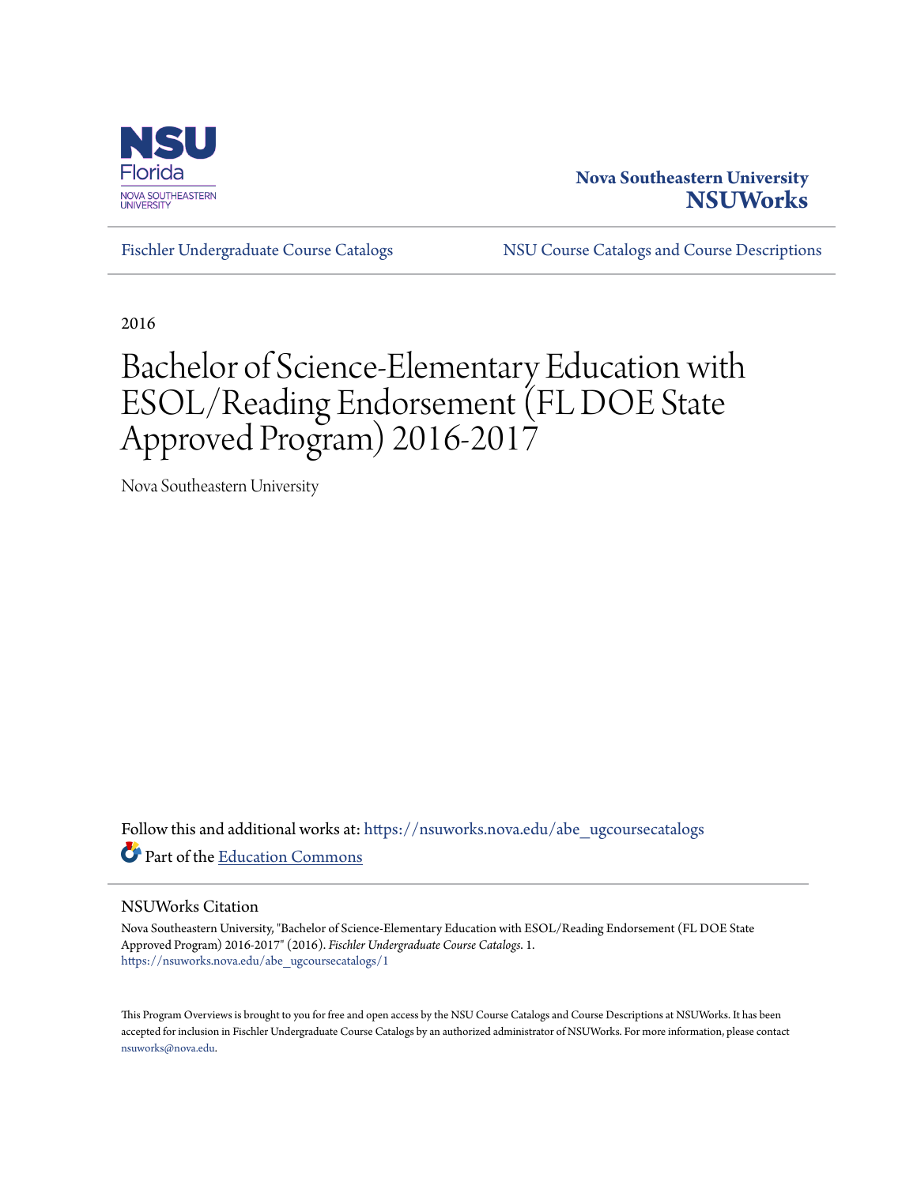Nova Southeastern University
**NSUWorks**

Fischler Undergraduate Course Catalogs | NSU Course Catalogs and Course Descriptions

2016

# Bachelor of Science-Elementary Education with ESOL/Reading Endorsement (FL DOE State Approved Program) 2016-2017

Nova Southeastern University

Follow this and additional works at: https://nsuworks.nova.edu/abe_ugcoursecatalogs

Part of the Education Commons

## NSUWorks Citation

Nova Southeastern University, "Bachelor of Science-Elementary Education with ESOL/Reading Endorsement (FL DOE State Approved Program) 2016-2017" (2016). *Fischler Undergraduate Course Catalogs*. 1.
https://nsuworks.nova.edu/abe_ugcoursecatalogs/1

This Program Overviews is brought to you for free and open access by the NSU Course Catalogs and Course Descriptions at NSUWorks. It has been accepted for inclusion in Fischler Undergraduate Course Catalogs by an authorized administrator of NSUWorks. For more information, please contact nsuworks@nova.edu.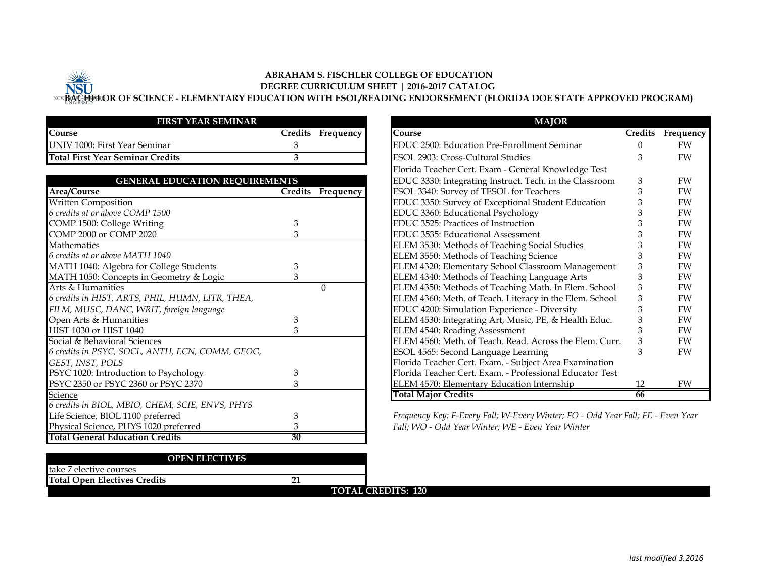# ABRAHAM S. FISCHLER COLLEGE OF EDUCATION
## DEGREE CURRICULUM SHEET | 2016-2017 CATALOG
## BACHELOR OF SCIENCE - ELEMENTARY EDUCATION WITH ESOL/READING ENDORSEMENT (FLORIDA DOE STATE APPROVED PROGRAM)

| FIRST YEAR SEMINAR | | |
|---|---|---|
| **Course** | **Credits** | **Frequency** |
| UNIV 1000: First Year Seminar | 3 | |
| **Total First Year Seminar Credits** | **3** | |

| GENERAL EDUCATION REQUIREMENTS | | |
|---|---|---|
| **Area/Course** | **Credits** | **Frequency** |
| Written Composition | | |
| *6 credits at or above COMP 1500* | | |
| COMP 1500: College Writing | 3 | |
| COMP 2000 or COMP 2020 | 3 | |
| Mathematics | | |
| *6 credits at or above MATH 1040* | | |
| MATH 1040: Algebra for College Students | 3 | |
| MATH 1050: Concepts in Geometry & Logic | 3 | |
| Arts & Humanities | | 0 |
| *6 credits in HIST, ARTS, PHIL, HUMN, LITR, THEA, FILM, MUSC, DANC, WRIT, foreign language* | | |
| Open Arts & Humanities | 3 | |
| HIST 1030 or HIST 1040 | 3 | |
| Social & Behavioral Sciences | | |
| *6 credits in PSYC, SOCL, ANTH, ECN, COMM, GEOG, GEST, INST, POLS* | | |
| PSYC 1020: Introduction to Psychology | 3 | |
| PSYC 2350 or PSYC 2360 or PSYC 2370 | 3 | |
| Science | | |
| *6 credits in BIOL, MBIO, CHEM, SCIE, ENVS, PHYS* | | |
| Life Science, BIOL 1100 preferred | 3 | |
| Physical Science, PHYS 1020 preferred | 3 | |
| **Total General Education Credits** | **30** | |

| OPEN ELECTIVES | |
|---|---|
| take 7 elective courses | |
| **Total Open Electives Credits** | **21** |

| MAJOR | | |
|---|---|---|
| **Course** | **Credits** | **Frequency** |
| EDUC 2500: Education Pre-Enrollment Seminar | 0 | FW |
| ESOL 2903: Cross-Cultural Studies | 3 | FW |
| Florida Teacher Cert. Exam - General Knowledge Test | | |
| EDUC 3330: Integrating Instruct. Tech. in the Classroom | 3 | FW |
| ESOL 3340: Survey of TESOL for Teachers | 3 | FW |
| EDUC 3350: Survey of Exceptional Student Education | 3 | FW |
| EDUC 3360: Educational Psychology | 3 | FW |
| EDUC 3525: Practices of Instruction | 3 | FW |
| EDUC 3535: Educational Assessment | 3 | FW |
| ELEM 3530: Methods of Teaching Social Studies | 3 | FW |
| ELEM 3550: Methods of Teaching Science | 3 | FW |
| ELEM 4320: Elementary School Classroom Management | 3 | FW |
| ELEM 4340: Methods of Teaching Language Arts | 3 | FW |
| ELEM 4350: Methods of Teaching Math. In Elem. School | 3 | FW |
| ELEM 4360: Meth. of Teach. Literacy in the Elem. School | 3 | FW |
| EDUC 4200: Simulation Experience - Diversity | 3 | FW |
| ELEM 4530: Integrating Art, Music, PE, & Health Educ. | 3 | FW |
| ELEM 4540: Reading Assessment | 3 | FW |
| ELEM 4560: Meth. of Teach. Read. Across the Elem. Curr. | 3 | FW |
| ESOL 4565: Second Language Learning | 3 | FW |
| Florida Teacher Cert. Exam. - Subject Area Examination | | |
| Florida Teacher Cert. Exam. - Professional Educator Test | | |
| ELEM 4570: Elementary Education Internship | 12 | FW |
| **Total Major Credits** | **66** | |

*Frequency Key: F-Every Fall; W-Every Winter; FO - Odd Year Fall; FE - Even Year Fall; WO - Odd Year Winter; WE - Even Year Winter*

**TOTAL CREDITS: 120**

*last modified 3.2016*